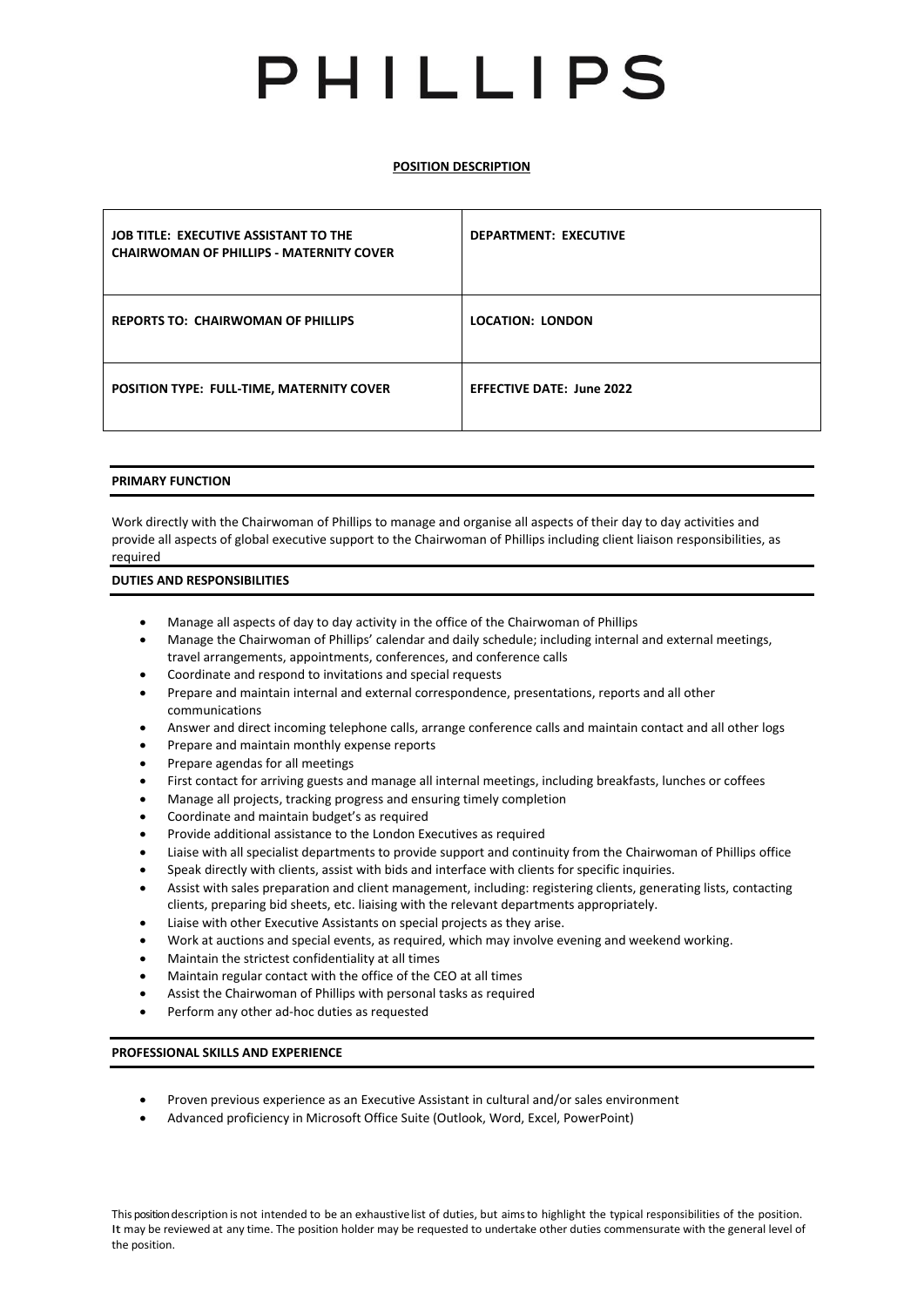# PHILLIPS

**POSITION DESCRIPTION**

| **JOB TITLE: EXECUTIVE ASSISTANT TO THE CHAIRWOMAN OF PHILLIPS - MATERNITY COVER** | **DEPARTMENT: EXECUTIVE** |
|---|---|
| **REPORTS TO: CHAIRWOMAN OF PHILLIPS** | **LOCATION: LONDON** |
| **POSITION TYPE: FULL-TIME, MATERNITY COVER** | **EFFECTIVE DATE: June 2022** |

## PRIMARY FUNCTION

Work directly with the Chairwoman of Phillips to manage and organise all aspects of their day to day activities and provide all aspects of global executive support to the Chairwoman of Phillips including client liaison responsibilities, as required

## DUTIES AND RESPONSIBILITIES

- Manage all aspects of day to day activity in the office of the Chairwoman of Phillips
- Manage the Chairwoman of Phillips' calendar and daily schedule; including internal and external meetings, travel arrangements, appointments, conferences, and conference calls
- Coordinate and respond to invitations and special requests
- Prepare and maintain internal and external correspondence, presentations, reports and all other communications
- Answer and direct incoming telephone calls, arrange conference calls and maintain contact and all other logs
- Prepare and maintain monthly expense reports
- Prepare agendas for all meetings
- First contact for arriving guests and manage all internal meetings, including breakfasts, lunches or coffees
- Manage all projects, tracking progress and ensuring timely completion
- Coordinate and maintain budget's as required
- Provide additional assistance to the London Executives as required
- Liaise with all specialist departments to provide support and continuity from the Chairwoman of Phillips office
- Speak directly with clients, assist with bids and interface with clients for specific inquiries.
- Assist with sales preparation and client management, including: registering clients, generating lists, contacting clients, preparing bid sheets, etc. liaising with the relevant departments appropriately.
- Liaise with other Executive Assistants on special projects as they arise.
- Work at auctions and special events, as required, which may involve evening and weekend working.
- Maintain the strictest confidentiality at all times
- Maintain regular contact with the office of the CEO at all times
- Assist the Chairwoman of Phillips with personal tasks as required
- Perform any other ad-hoc duties as requested

## PROFESSIONAL SKILLS AND EXPERIENCE

- Proven previous experience as an Executive Assistant in cultural and/or sales environment
- Advanced proficiency in Microsoft Office Suite (Outlook, Word, Excel, PowerPoint)

This position description is not intended to be an exhaustive list of duties, but aims to highlight the typical responsibilities of the position. It may be reviewed at any time. The position holder may be requested to undertake other duties commensurate with the general level of the position.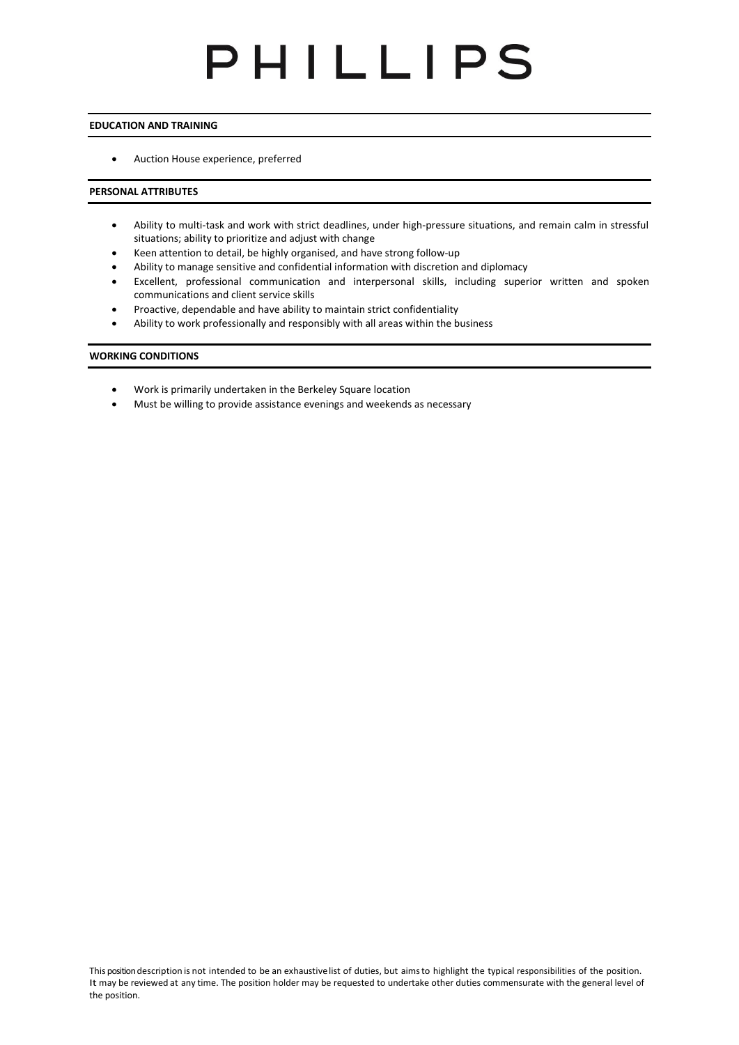# PHILLIPS

## EDUCATION AND TRAINING

- Auction House experience, preferred

## PERSONAL ATTRIBUTES

- Ability to multi-task and work with strict deadlines, under high-pressure situations, and remain calm in stressful situations; ability to prioritize and adjust with change
- Keen attention to detail, be highly organised, and have strong follow-up
- Ability to manage sensitive and confidential information with discretion and diplomacy
- Excellent, professional communication and interpersonal skills, including superior written and spoken communications and client service skills
- Proactive, dependable and have ability to maintain strict confidentiality
- Ability to work professionally and responsibly with all areas within the business

## WORKING CONDITIONS

- Work is primarily undertaken in the Berkeley Square location
- Must be willing to provide assistance evenings and weekends as necessary

This position description is not intended to be an exhaustive list of duties, but aims to highlight the typical responsibilities of the position. It may be reviewed at any time. The position holder may be requested to undertake other duties commensurate with the general level of the position.